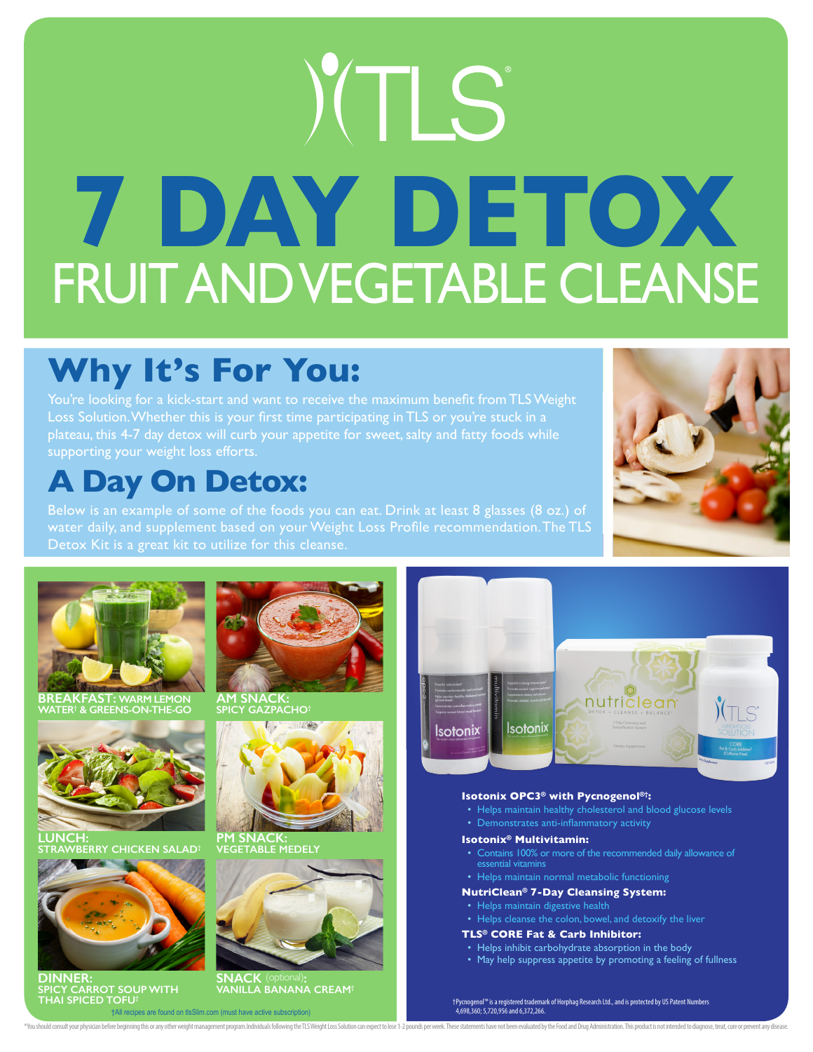# TLS®

# 7 DAY DETOX

## FRUIT AND VEGETABLE CLEANSE

## Why It's For You:

You're looking for a kick-start and want to receive the maximum benefit from TLS Weight Loss Solution. Whether this is your first time participating in TLS or you're stuck in a plateau, this 4-7 day detox will curb your appetite for sweet, salty and fatty foods while supporting your weight loss efforts.

## A Day On Detox:

Below is an example of some of the foods you can eat. Drink at least 8 glasses (8 oz.) of water daily, and supplement based on your Weight Loss Profile recommendation. The TLS Detox Kit is a great kit to utilize for this cleanse.

**BREAKFAST:** WARM LEMON WATER† & GREENS-ON-THE-GO

**AM SNACK:** SPICY GAZPACHO†

**LUNCH:** STRAWBERRY CHICKEN SALAD†

**PM SNACK:** VEGETABLE MEDELY

**DINNER:** SPICY CARROT SOUP WITH THAI SPICED TOFU†

**SNACK** (optional)**:** VANILLA BANANA CREAM†

†All recipes are found on tlsSlim.com (must have active subscription)

**Isotonix OPC3® with Pycnogenol®†:**

- Helps maintain healthy cholesterol and blood glucose levels
- Demonstrates anti-inflammatory activity

**Isotonix® Multivitamin:**

- Contains 100% or more of the recommended daily allowance of essential vitamins
- Helps maintain normal metabolic functioning

**NutriClean® 7-Day Cleansing System:**

- Helps maintain digestive health
- Helps cleanse the colon, bowel, and detoxify the liver

**TLS® CORE Fat & Carb Inhibitor:**

- Helps inhibit carbohydrate absorption in the body
- May help suppress appetite by promoting a feeling of fullness

†Pycnogenol™ is a registered trademark of Horphag Research Ltd., and is protected by US Patent Numbers 4,698,360; 5,720,956 and 6,372,266.

*You should consult your physician before beginning this or any other weight management program. Individuals following the TLS Weight Loss Solution can expect to lose 1-2 pounds per week. These statements have not been evaluated by the Food and Drug Administration. This product is not intended to diagnose, treat, cure or prevent any disease.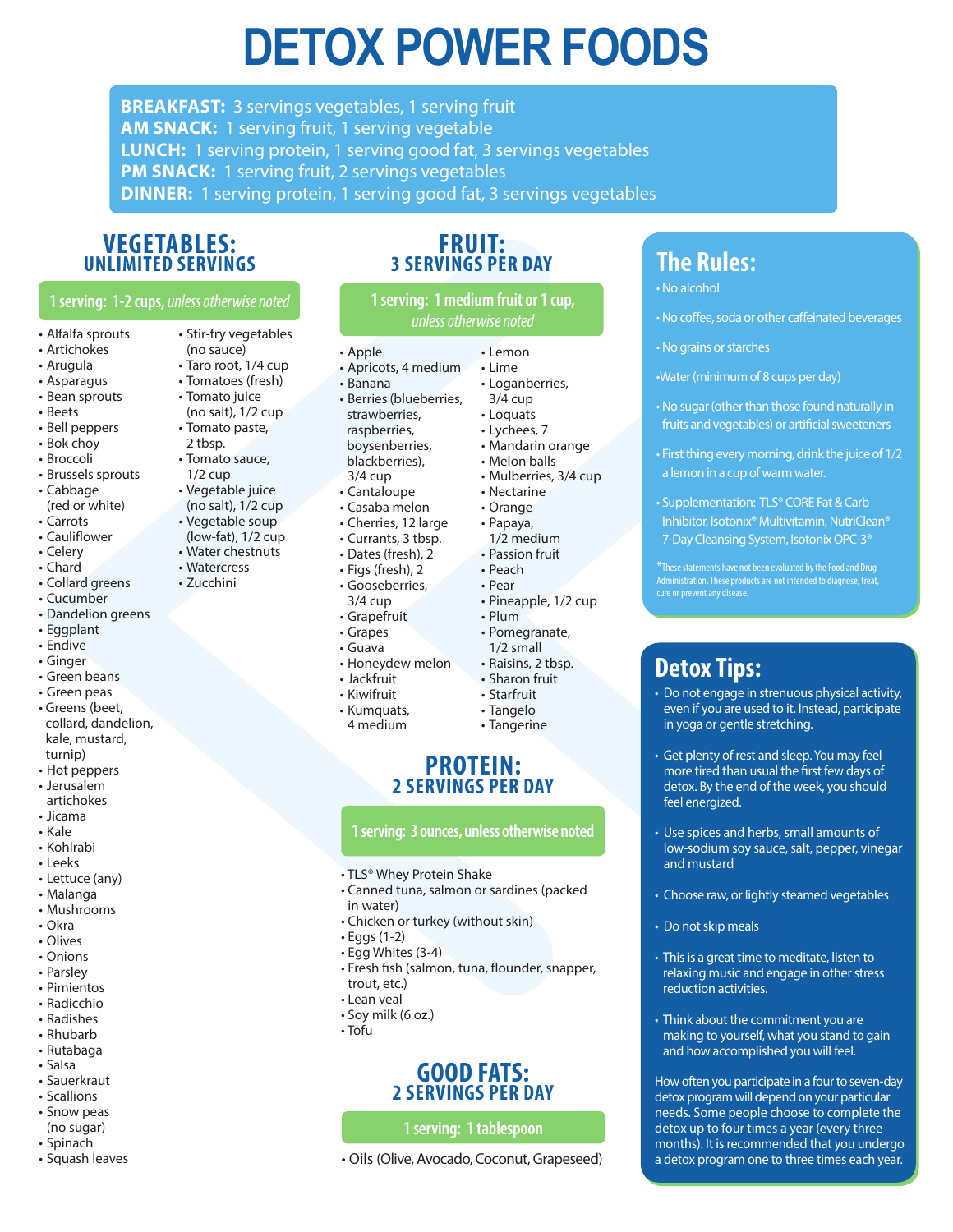# DETOX POWER FOODS

**BREAKFAST:** 3 servings vegetables, 1 serving fruit
**AM SNACK:** 1 serving fruit, 1 serving vegetable
**LUNCH:** 1 serving protein, 1 serving good fat, 3 servings vegetables
**PM SNACK:** 1 serving fruit, 2 servings vegetables
**DINNER:** 1 serving protein, 1 serving good fat, 3 servings vegetables

## VEGETABLES: UNLIMITED SERVINGS

**1 serving: 1-2 cups,** *unless otherwise noted*

- Alfalfa sprouts
- Artichokes
- Arugula
- Asparagus
- Bean sprouts
- Beets
- Bell peppers
- Bok choy
- Broccoli
- Brussels sprouts
- Cabbage (red or white)
- Carrots
- Cauliflower
- Celery
- Chard
- Collard greens
- Cucumber
- Dandelion greens
- Eggplant
- Endive
- Ginger
- Green beans
- Green peas
- Greens (beet, collard, dandelion, kale, mustard, turnip)
- Hot peppers
- Jerusalem artichokes
- Jicama
- Kale
- Kohlrabi
- Leeks
- Lettuce (any)
- Malanga
- Mushrooms
- Okra
- Olives
- Onions
- Parsley
- Pimientos
- Radicchio
- Radishes
- Rhubarb
- Rutabaga
- Salsa
- Sauerkraut
- Scallions
- Snow peas (no sugar)
- Spinach
- Squash leaves
- Stir-fry vegetables (no sauce)
- Taro root, 1/4 cup
- Tomatoes (fresh)
- Tomato juice (no salt), 1/2 cup
- Tomato paste, 2 tbsp.
- Tomato sauce, 1/2 cup
- Vegetable juice (no salt), 1/2 cup
- Vegetable soup (low-fat), 1/2 cup
- Water chestnuts
- Watercress
- Zucchini

## FRUIT: 3 SERVINGS PER DAY

**1 serving: 1 medium fruit or 1 cup,** *unless otherwise noted*

- Apple
- Apricots, 4 medium
- Banana
- Berries (blueberries, strawberries, raspberries, boysenberries, blackberries), 3/4 cup
- Cantaloupe
- Casaba melon
- Cherries, 12 large
- Currants, 3 tbsp.
- Dates (fresh), 2
- Figs (fresh), 2
- Gooseberries, 3/4 cup
- Grapefruit
- Grapes
- Guava
- Honeydew melon
- Jackfruit
- Kiwifruit
- Kumquats, 4 medium
- Lemon
- Lime
- Loganberries, 3/4 cup
- Loquats
- Lychees, 7
- Mandarin orange
- Melon balls
- Mulberries, 3/4 cup
- Nectarine
- Orange
- Papaya, 1/2 medium
- Passion fruit
- Peach
- Pear
- Pineapple, 1/2 cup
- Plum
- Pomegranate, 1/2 small
- Raisins, 2 tbsp.
- Sharon fruit
- Starfruit
- Tangelo
- Tangerine

## PROTEIN: 2 SERVINGS PER DAY

**1 serving: 3 ounces, unless otherwise noted**

- TLS® Whey Protein Shake
- Canned tuna, salmon or sardines (packed in water)
- Chicken or turkey (without skin)
- Eggs (1-2)
- Egg Whites (3-4)
- Fresh fish (salmon, tuna, flounder, snapper, trout, etc.)
- Lean veal
- Soy milk (6 oz.)
- Tofu

## GOOD FATS: 2 SERVINGS PER DAY

**1 serving: 1 tablespoon**

- Oils (Olive, Avocado, Coconut, Grapeseed)

## The Rules:

- No alcohol
- No coffee, soda or other caffeinated beverages
- No grains or starches
- Water (minimum of 8 cups per day)
- No sugar (other than those found naturally in fruits and vegetables) or artificial sweeteners
- First thing every morning, drink the juice of 1/2 a lemon in a cup of warm water.
- Supplementation: TLS® CORE Fat & Carb Inhibitor, Isotonix® Multivitamin, NutriClean® 7-Day Cleansing System, Isotonix OPC-3®

*These statements have not been evaluated by the Food and Drug Administration. These products are not intended to diagnose, treat, cure or prevent any disease.

## Detox Tips:

- Do not engage in strenuous physical activity, even if you are used to it. Instead, participate in yoga or gentle stretching.
- Get plenty of rest and sleep. You may feel more tired than usual the first few days of detox. By the end of the week, you should feel energized.
- Use spices and herbs, small amounts of low-sodium soy sauce, salt, pepper, vinegar and mustard
- Choose raw, or lightly steamed vegetables
- Do not skip meals
- This is a great time to meditate, listen to relaxing music and engage in other stress reduction activities.
- Think about the commitment you are making to yourself, what you stand to gain and how accomplished you will feel.

How often you participate in a four to seven-day detox program will depend on your particular needs. Some people choose to complete the detox up to four times a year (every three months). It is recommended that you undergo a detox program one to three times each year.